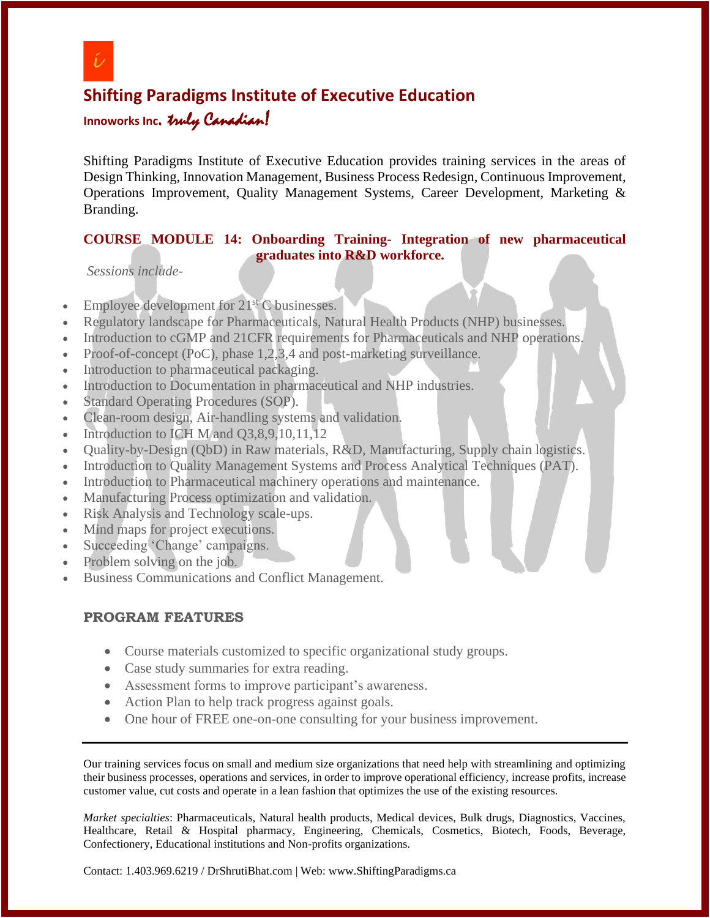# Shifting Paradigms Institute of Executive Education

**Innoworks Inc.** *truly Canadian!*

Shifting Paradigms Institute of Executive Education provides training services in the areas of Design Thinking, Innovation Management, Business Process Redesign, Continuous Improvement, Operations Improvement, Quality Management Systems, Career Development, Marketing & Branding.

## COURSE MODULE 14: Onboarding Training- Integration of new pharmaceutical graduates into R&D workforce.

*Sessions include-*

- Employee development for 21st C businesses.
- Regulatory landscape for Pharmaceuticals, Natural Health Products (NHP) businesses.
- Introduction to cGMP and 21CFR requirements for Pharmaceuticals and NHP operations.
- Proof-of-concept (PoC), phase 1,2,3,4 and post-marketing surveillance.
- Introduction to pharmaceutical packaging.
- Introduction to Documentation in pharmaceutical and NHP industries.
- Standard Operating Procedures (SOP).
- Clean-room design, Air-handling systems and validation.
- Introduction to ICH M and Q3,8,9,10,11,12
- Quality-by-Design (QbD) in Raw materials, R&D, Manufacturing, Supply chain logistics.
- Introduction to Quality Management Systems and Process Analytical Techniques (PAT).
- Introduction to Pharmaceutical machinery operations and maintenance.
- Manufacturing Process optimization and validation.
- Risk Analysis and Technology scale-ups.
- Mind maps for project executions.
- Succeeding 'Change' campaigns.
- Problem solving on the job.
- Business Communications and Conflict Management.

## PROGRAM FEATURES

- Course materials customized to specific organizational study groups.
- Case study summaries for extra reading.
- Assessment forms to improve participant's awareness.
- Action Plan to help track progress against goals.
- One hour of FREE one-on-one consulting for your business improvement.

---

Our training services focus on small and medium size organizations that need help with streamlining and optimizing their business processes, operations and services, in order to improve operational efficiency, increase profits, increase customer value, cut costs and operate in a lean fashion that optimizes the use of the existing resources.

*Market specialties*: Pharmaceuticals, Natural health products, Medical devices, Bulk drugs, Diagnostics, Vaccines, Healthcare, Retail & Hospital pharmacy, Engineering, Chemicals, Cosmetics, Biotech, Foods, Beverage, Confectionery, Educational institutions and Non-profits organizations.

Contact: 1.403.969.6219 / DrShrutiBhat.com | Web: www.ShiftingParadigms.ca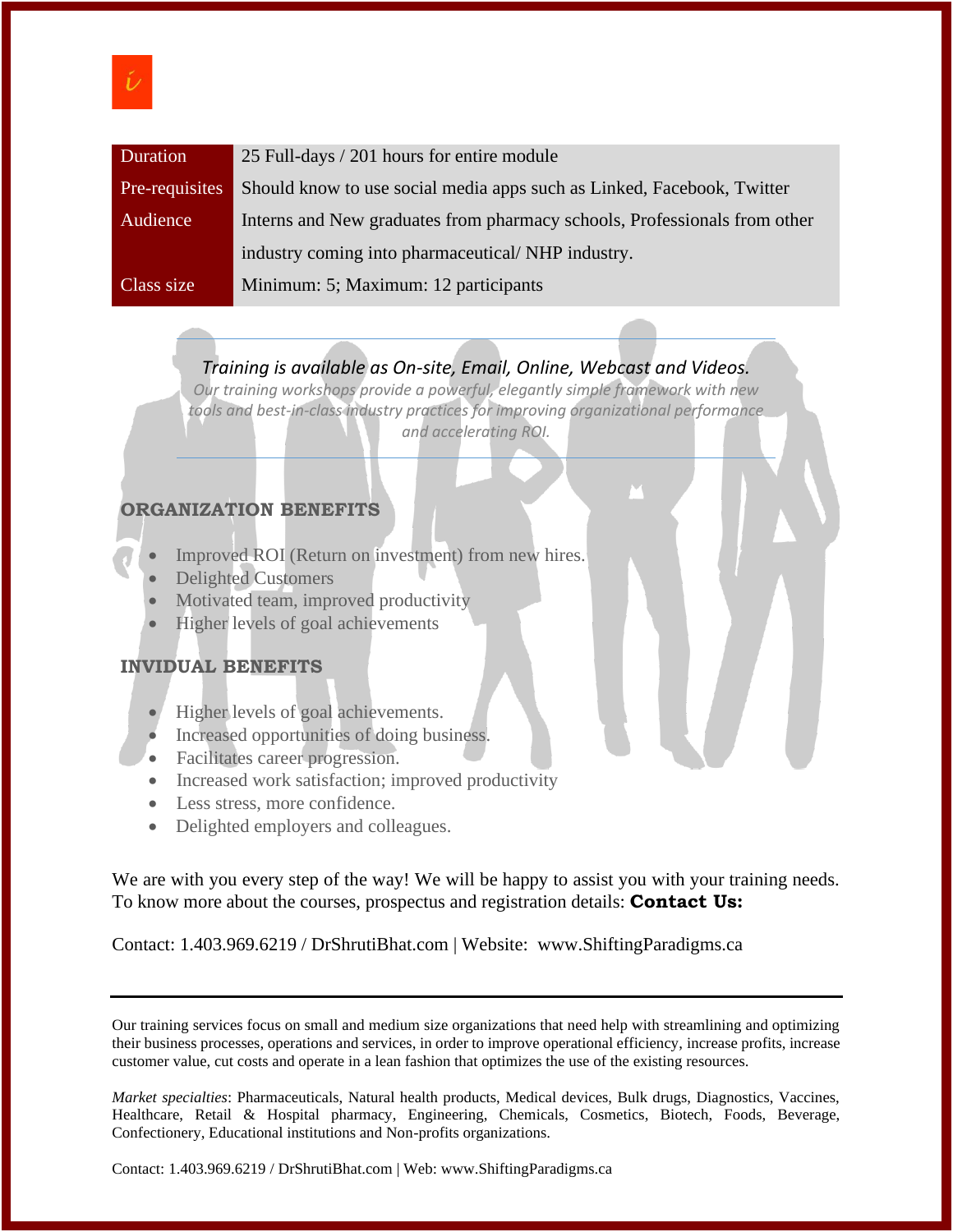| | |
|---|---|
| Duration | 25 Full-days / 201 hours for entire module |
| Pre-requisites | Should know to use social media apps such as Linked, Facebook, Twitter |
| Audience | Interns and New graduates from pharmacy schools, Professionals from other industry coming into pharmaceutical/ NHP industry. |
| Class size | Minimum: 5; Maximum: 12 participants |

*Training is available as On-site, Email, Online, Webcast and Videos.*

*Our training workshops provide a powerful, elegantly simple framework with new tools and best-in-class industry practices for improving organizational performance and accelerating ROI.*

## ORGANIZATION BENEFITS

- Improved ROI (Return on investment) from new hires.
- Delighted Customers
- Motivated team, improved productivity
- Higher levels of goal achievements

## INVIDUAL BENEFITS

- Higher levels of goal achievements.
- Increased opportunities of doing business.
- Facilitates career progression.
- Increased work satisfaction; improved productivity
- Less stress, more confidence.
- Delighted employers and colleagues.

We are with you every step of the way! We will be happy to assist you with your training needs. To know more about the courses, prospectus and registration details: **Contact Us:**

Contact: 1.403.969.6219 / DrShrutiBhat.com | Website: www.ShiftingParadigms.ca

---

Our training services focus on small and medium size organizations that need help with streamlining and optimizing their business processes, operations and services, in order to improve operational efficiency, increase profits, increase customer value, cut costs and operate in a lean fashion that optimizes the use of the existing resources.

*Market specialties*: Pharmaceuticals, Natural health products, Medical devices, Bulk drugs, Diagnostics, Vaccines, Healthcare, Retail & Hospital pharmacy, Engineering, Chemicals, Cosmetics, Biotech, Foods, Beverage, Confectionery, Educational institutions and Non-profits organizations.

Contact: 1.403.969.6219 / DrShrutiBhat.com | Web: www.ShiftingParadigms.ca